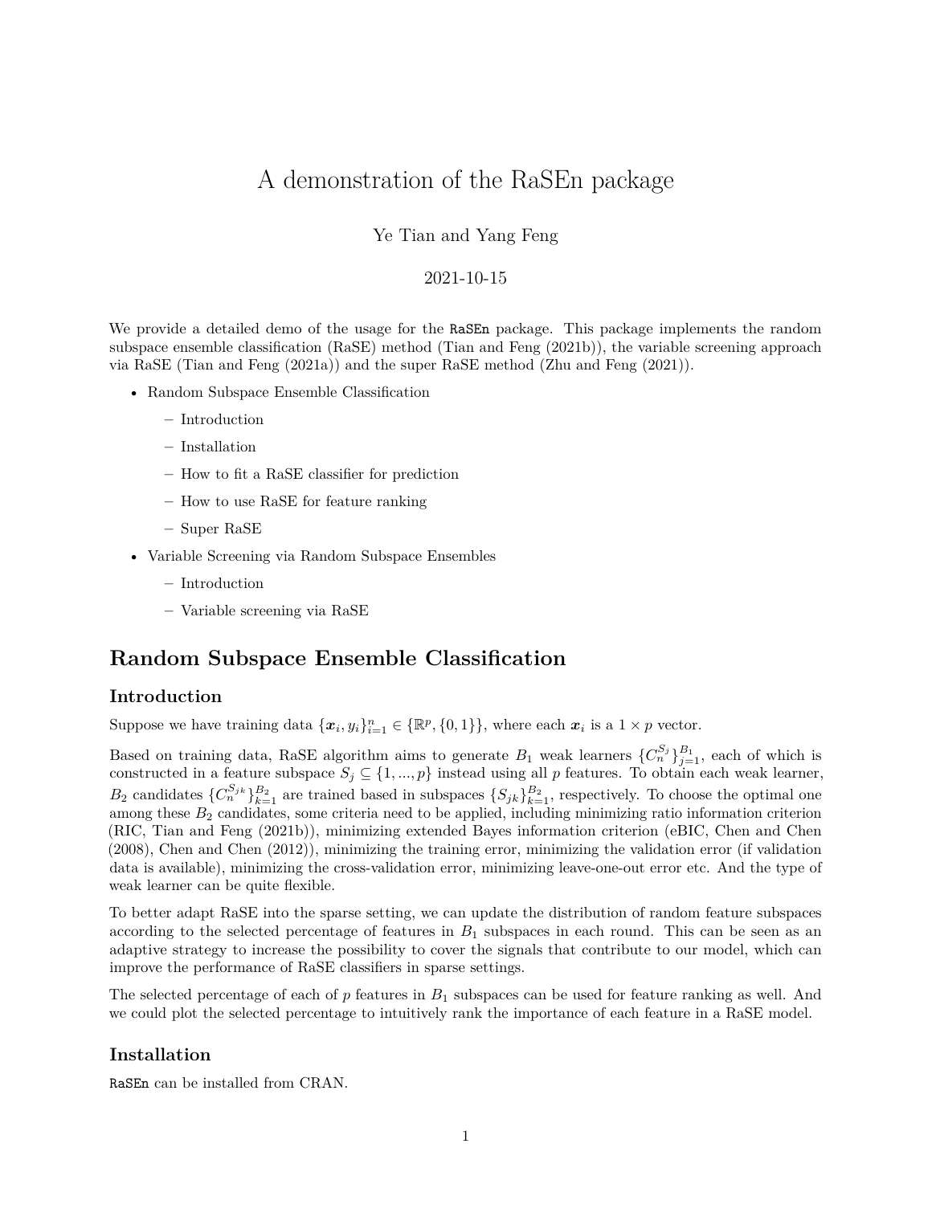# A demonstration of the RaSEn package

Ye Tian and Yang Feng

2021-10-15

We provide a detailed demo of the usage for the `RaSEn` package. This package implements the random subspace ensemble classification (RaSE) method (Tian and Feng (2021b)), the variable screening approach via RaSE (Tian and Feng (2021a)) and the super RaSE method (Zhu and Feng (2021)).

- Random Subspace Ensemble Classification
  - Introduction
  - Installation
  - How to fit a RaSE classifier for prediction
  - How to use RaSE for feature ranking
  - Super RaSE
- Variable Screening via Random Subspace Ensembles
  - Introduction
  - Variable screening via RaSE

## Random Subspace Ensemble Classification

### Introduction

Suppose we have training data $\{\boldsymbol{x}_i, y_i\}_{i=1}^n \in \{\mathbb{R}^p, \{0,1\}\}$, where each $\boldsymbol{x}_i$ is a $1 \times p$ vector.

Based on training data, RaSE algorithm aims to generate $B_1$ weak learners $\{C_n^{S_j}\}_{j=1}^{B_1}$, each of which is constructed in a feature subspace $S_j \subseteq \{1, ..., p\}$ instead using all $p$ features. To obtain each weak learner, $B_2$ candidates $\{C_n^{S_{jk}}\}_{k=1}^{B_2}$ are trained based in subspaces $\{S_{jk}\}_{k=1}^{B_2}$, respectively. To choose the optimal one among these $B_2$ candidates, some criteria need to be applied, including minimizing ratio information criterion (RIC, Tian and Feng (2021b)), minimizing extended Bayes information criterion (eBIC, Chen and Chen (2008), Chen and Chen (2012)), minimizing the training error, minimizing the validation error (if validation data is available), minimizing the cross-validation error, minimizing leave-one-out error etc. And the type of weak learner can be quite flexible.

To better adapt RaSE into the sparse setting, we can update the distribution of random feature subspaces according to the selected percentage of features in $B_1$ subspaces in each round. This can be seen as an adaptive strategy to increase the possibility to cover the signals that contribute to our model, which can improve the performance of RaSE classifiers in sparse settings.

The selected percentage of each of $p$ features in $B_1$ subspaces can be used for feature ranking as well. And we could plot the selected percentage to intuitively rank the importance of each feature in a RaSE model.

### Installation

`RaSEn` can be installed from CRAN.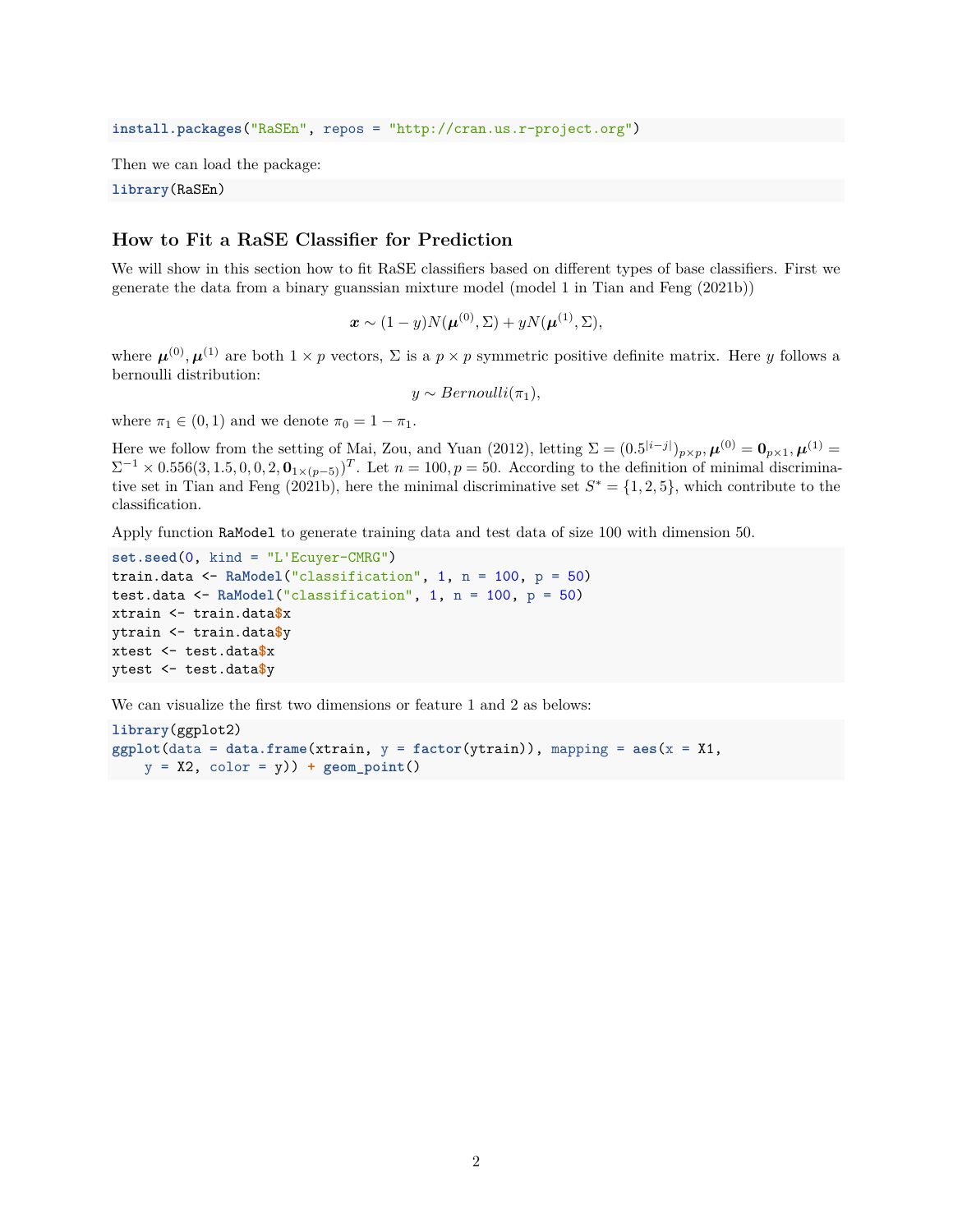```
install.packages("RaSEn", repos = "http://cran.us.r-project.org")
```

Then we can load the package:

```
library(RaSEn)
```

## How to Fit a RaSE Classifier for Prediction

We will show in this section how to fit RaSE classifiers based on different types of base classifiers. First we generate the data from a binary guanssian mixture model (model 1 in Tian and Feng (2021b))

$$\boldsymbol{x} \sim (1-y)N(\boldsymbol{\mu}^{(0)}, \Sigma) + yN(\boldsymbol{\mu}^{(1)}, \Sigma),$$

where $\boldsymbol{\mu}^{(0)}, \boldsymbol{\mu}^{(1)}$ are both $1 \times p$ vectors, $\Sigma$ is a $p \times p$ symmetric positive definite matrix. Here $y$ follows a bernoulli distribution:

$$y \sim Bernoulli(\pi_1),$$

where $\pi_1 \in (0,1)$ and we denote $\pi_0 = 1 - \pi_1$.

Here we follow from the setting of Mai, Zou, and Yuan (2012), letting $\Sigma = (0.5^{|i-j|})_{p \times p}$, $\boldsymbol{\mu}^{(0)} = \mathbf{0}_{p \times 1}$, $\boldsymbol{\mu}^{(1)} = \Sigma^{-1} \times 0.556(3, 1.5, 0, 0, 2, \mathbf{0}_{1 \times (p-5)})^T$. Let $n = 100, p = 50$. According to the definition of minimal discriminative set in Tian and Feng (2021b), here the minimal discriminative set $S^* = \{1, 2, 5\}$, which contribute to the classification.

Apply function `RaModel` to generate training data and test data of size 100 with dimension 50.

```
set.seed(0, kind = "L'Ecuyer-CMRG")
train.data <- RaModel("classification", 1, n = 100, p = 50)
test.data <- RaModel("classification", 1, n = 100, p = 50)
xtrain <- train.data$x
ytrain <- train.data$y
xtest <- test.data$x
ytest <- test.data$y
```

We can visualize the first two dimensions or feature 1 and 2 as belows:

```
library(ggplot2)
ggplot(data = data.frame(xtrain, y = factor(ytrain)), mapping = aes(x = X1,
    y = X2, color = y)) + geom_point()
```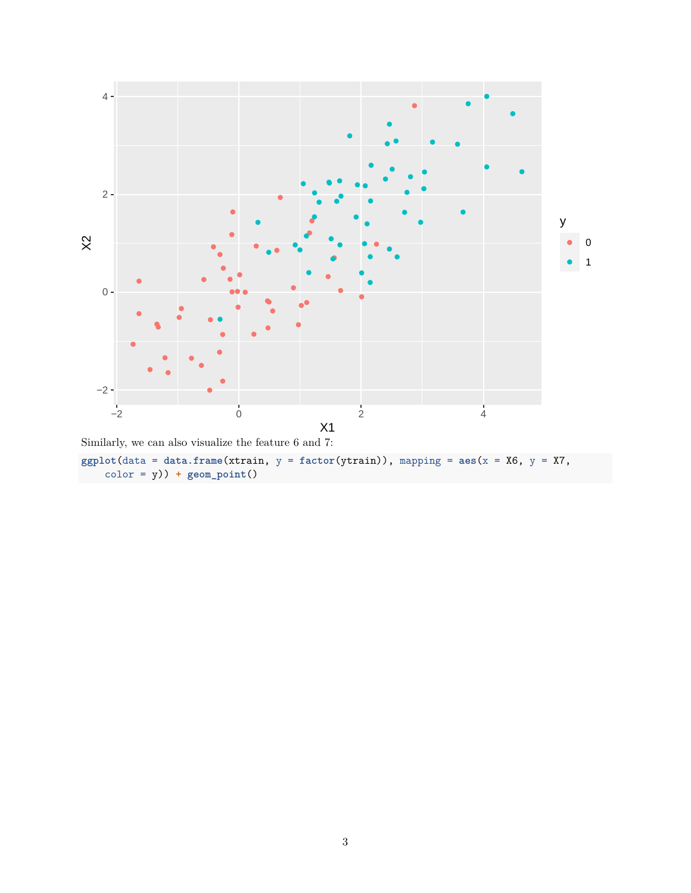Similarly, we can also visualize the feature 6 and 7:

```
ggplot(data = data.frame(xtrain, y = factor(ytrain)), mapping = aes(x = X6, y = X7,
    color = y)) + geom_point()
```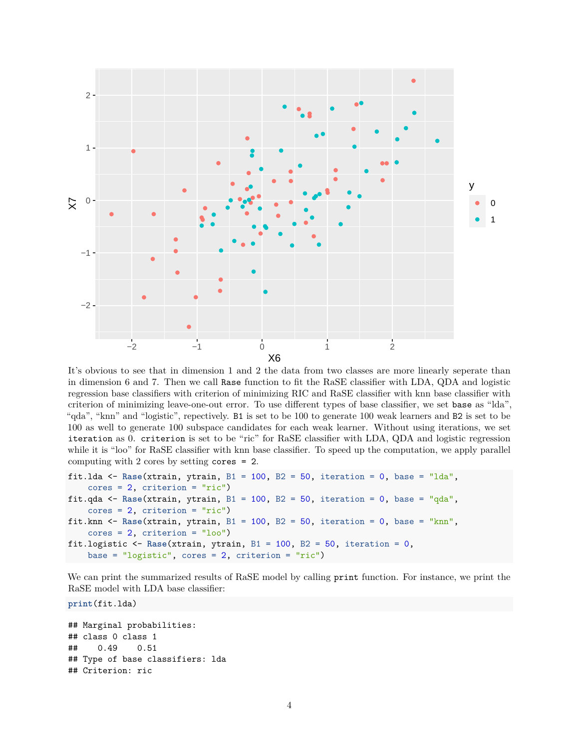It's obvious to see that in dimension 1 and 2 the data from two classes are more linearly seperate than in dimension 6 and 7. Then we call `Rase` function to fit the RaSE classifier with LDA, QDA and logistic regression base classifiers with criterion of minimizing RIC and RaSE classifier with knn base classifier with criterion of minimizing leave-one-out error. To use different types of base classifier, we set `base` as "lda", "qda", "knn" and "logistic", repectively. `B1` is set to be 100 to generate 100 weak learners and `B2` is set to be 100 as well to generate 100 subspace candidates for each weak learner. Without using iterations, we set `iteration` as 0. `criterion` is set to be "ric" for RaSE classifier with LDA, QDA and logistic regression while it is "loo" for RaSE classifier with knn base classifier. To speed up the computation, we apply parallel computing with 2 cores by setting `cores = 2`.

```
fit.lda <- Rase(xtrain, ytrain, B1 = 100, B2 = 50, iteration = 0, base = "lda",
    cores = 2, criterion = "ric")
fit.qda <- Rase(xtrain, ytrain, B1 = 100, B2 = 50, iteration = 0, base = "qda",
    cores = 2, criterion = "ric")
fit.knn <- Rase(xtrain, ytrain, B1 = 100, B2 = 50, iteration = 0, base = "knn",
    cores = 2, criterion = "loo")
fit.logistic <- Rase(xtrain, ytrain, B1 = 100, B2 = 50, iteration = 0,
    base = "logistic", cores = 2, criterion = "ric")
```

We can print the summarized results of RaSE model by calling `print` function. For instance, we print the RaSE model with LDA base classifier:

```
print(fit.lda)
```

```
## Marginal probabilities:
## class 0 class 1
##    0.49    0.51
## Type of base classifiers: lda
## Criterion: ric
```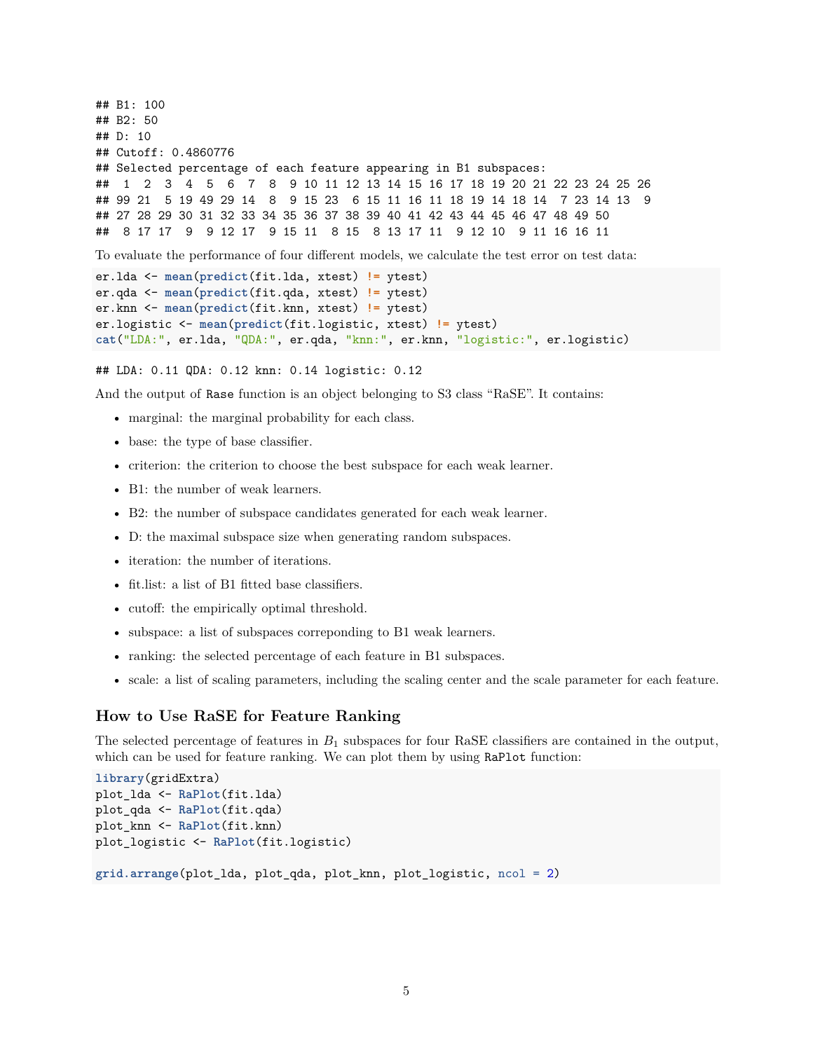```
## B1: 100
## B2: 50
## D: 10
## Cutoff: 0.4860776
## Selected percentage of each feature appearing in B1 subspaces:
##  1  2  3  4  5  6  7  8  9 10 11 12 13 14 15 16 17 18 19 20 21 22 23 24 25 26
## 99 21  5 19 49 29 14  8  9 15 23  6 15 11 16 11 18 19 14 18 14  7 23 14 13  9
## 27 28 29 30 31 32 33 34 35 36 37 38 39 40 41 42 43 44 45 46 47 48 49 50
##  8 17 17  9  9 12 17  9 15 11  8 15  8 13 17 11  9 12 10  9 11 16 16 11
```

To evaluate the performance of four different models, we calculate the test error on test data:

```
er.lda <- mean(predict(fit.lda, xtest) != ytest)
er.qda <- mean(predict(fit.qda, xtest) != ytest)
er.knn <- mean(predict(fit.knn, xtest) != ytest)
er.logistic <- mean(predict(fit.logistic, xtest) != ytest)
cat("LDA:", er.lda, "QDA:", er.qda, "knn:", er.knn, "logistic:", er.logistic)
```

```
## LDA: 0.11 QDA: 0.12 knn: 0.14 logistic: 0.12
```

And the output of `Rase` function is an object belonging to S3 class "RaSE". It contains:

- marginal: the marginal probability for each class.
- base: the type of base classifier.
- criterion: the criterion to choose the best subspace for each weak learner.
- B1: the number of weak learners.
- B2: the number of subspace candidates generated for each weak learner.
- D: the maximal subspace size when generating random subspaces.
- iteration: the number of iterations.
- fit.list: a list of B1 fitted base classifiers.
- cutoff: the empirically optimal threshold.
- subspace: a list of subspaces correponding to B1 weak learners.
- ranking: the selected percentage of each feature in B1 subspaces.
- scale: a list of scaling parameters, including the scaling center and the scale parameter for each feature.

### How to Use RaSE for Feature Ranking

The selected percentage of features in $B_1$ subspaces for four RaSE classifiers are contained in the output, which can be used for feature ranking. We can plot them by using `RaPlot` function:

```
library(gridExtra)
plot_lda <- RaPlot(fit.lda)
plot_qda <- RaPlot(fit.qda)
plot_knn <- RaPlot(fit.knn)
plot_logistic <- RaPlot(fit.logistic)

grid.arrange(plot_lda, plot_qda, plot_knn, plot_logistic, ncol = 2)
```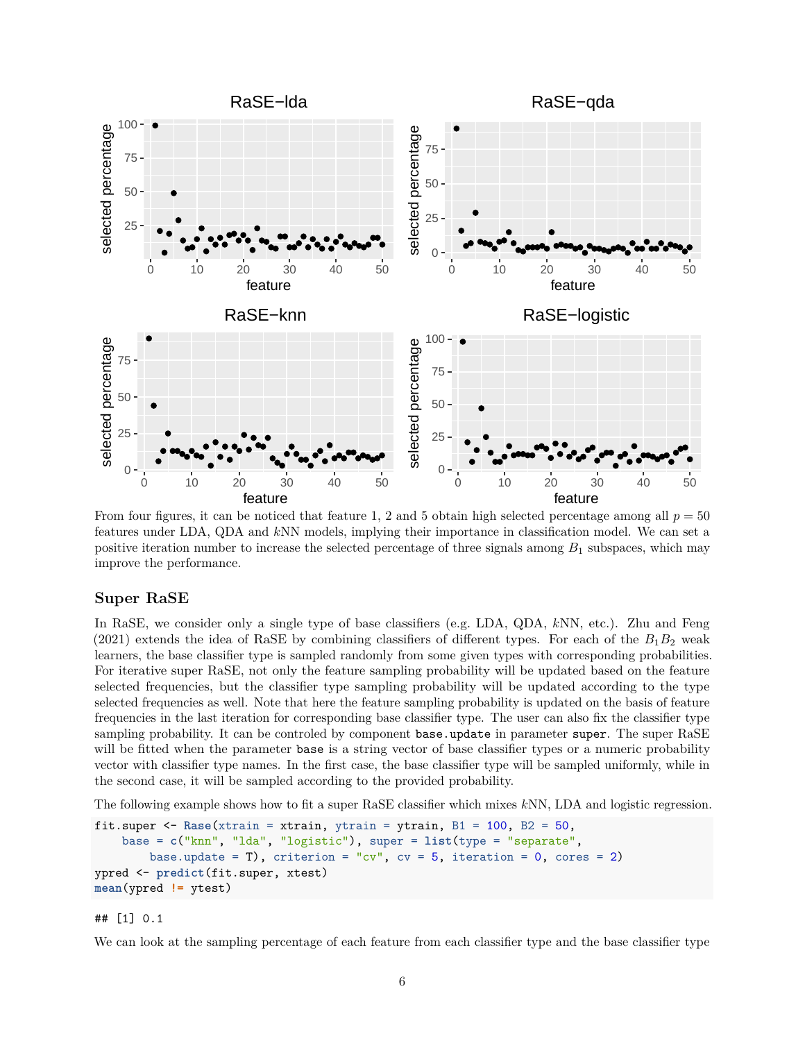From four figures, it can be noticed that feature 1, 2 and 5 obtain high selected percentage among all $p = 50$ features under LDA, QDA and $k$NN models, implying their importance in classification model. We can set a positive iteration number to increase the selected percentage of three signals among $B_1$ subspaces, which may improve the performance.

## Super RaSE

In RaSE, we consider only a single type of base classifiers (e.g. LDA, QDA, $k$NN, etc.). Zhu and Feng (2021) extends the idea of RaSE by combining classifiers of different types. For each of the $B_1 B_2$ weak learners, the base classifier type is sampled randomly from some given types with corresponding probabilities. For iterative super RaSE, not only the feature sampling probability will be updated based on the feature selected frequencies, but the classifier type sampling probability will be updated according to the type selected frequencies as well. Note that here the feature sampling probability is updated on the basis of feature frequencies in the last iteration for corresponding base classifier type. The user can also fix the classifier type sampling probability. It can be controled by component `base.update` in parameter `super`. The super RaSE will be fitted when the parameter `base` is a string vector of base classifier types or a numeric probability vector with classifier type names. In the first case, the base classifier type will be sampled uniformly, while in the second case, it will be sampled according to the provided probability.

The following example shows how to fit a super RaSE classifier which mixes $k$NN, LDA and logistic regression.

```
fit.super <- Rase(xtrain = xtrain, ytrain = ytrain, B1 = 100, B2 = 50,
    base = c("knn", "lda", "logistic"), super = list(type = "separate",
        base.update = T), criterion = "cv", cv = 5, iteration = 0, cores = 2)
ypred <- predict(fit.super, xtest)
mean(ypred != ytest)
```

```
## [1] 0.1
```

We can look at the sampling percentage of each feature from each classifier type and the base classifier type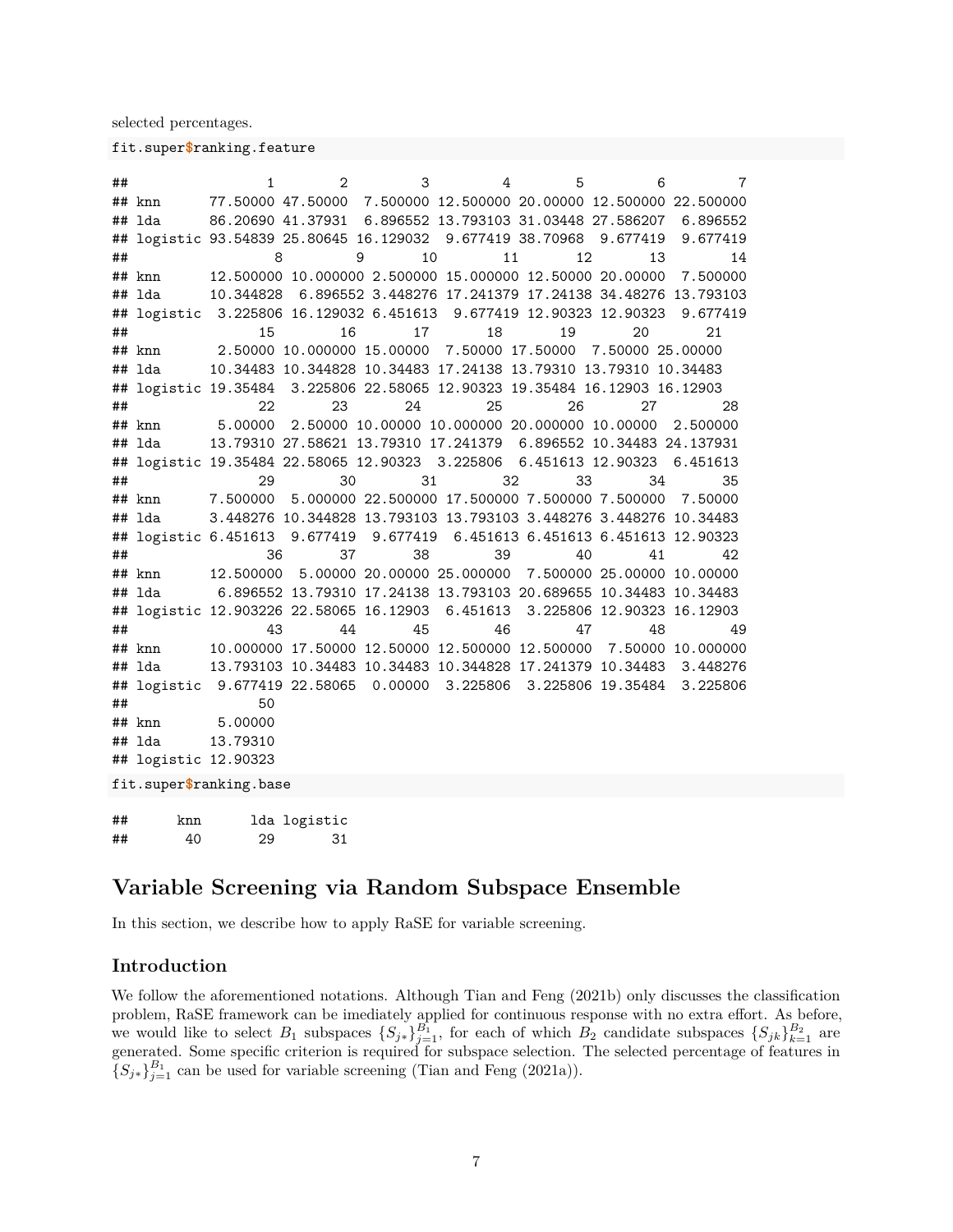selected percentages.

```
fit.super$ranking.feature
```

```
##                 1        2         3         4        5         6         7
## knn      77.50000 47.50000  7.500000 12.500000 20.00000 12.500000 22.500000
## lda      86.20690 41.37931  6.896552 13.793103 31.03448 27.586207  6.896552
## logistic 93.54839 25.80645 16.129032  9.677419 38.70968  9.677419  9.677419
##                  8         9        10        11       12       13        14
## knn      12.500000 10.000000 2.500000 15.000000 12.50000 20.00000  7.500000
## lda      10.344828  6.896552 3.448276 17.241379 17.24138 34.48276 13.793103
## logistic  3.225806 16.129032 6.451613  9.677419 12.90323 12.90323  9.677419
##                 15        16       17        18       19       20       21
## knn       2.50000 10.000000 15.00000  7.50000 17.50000  7.50000 25.00000
## lda      10.34483 10.344828 10.34483 17.24138 13.79310 13.79310 10.34483
## logistic 19.35484  3.225806 22.58065 12.90323 19.35484 16.12903 16.12903
##                 22       23       24        25        26       27        28
## knn       5.00000  2.50000 10.00000 10.000000 20.000000 10.00000  2.500000
## lda      13.79310 27.58621 13.79310 17.241379  6.896552 10.34483 24.137931
## logistic 19.35484 22.58065 12.90323  3.225806  6.451613 12.90323  6.451613
##                 29        30        31        32       33       34       35
## knn      7.500000  5.000000 22.500000 17.500000 7.500000 7.500000  7.50000
## lda      3.448276 10.344828 13.793103 13.793103 3.448276 3.448276 10.34483
## logistic 6.451613  9.677419  9.677419  6.451613 6.451613 6.451613 12.90323
##                 36       37       38        39        40       41       42
## knn      12.500000  5.00000 20.00000 25.000000  7.500000 25.00000 10.00000
## lda       6.896552 13.79310 17.24138 13.793103 20.689655 10.34483 10.34483
## logistic 12.903226 22.58065 16.12903  6.451613  3.225806 12.90323 16.12903
##                 43       44       45        46        47       48        49
## knn      10.000000 17.50000 12.50000 12.500000 12.500000  7.50000 10.000000
## lda      13.793103 10.34483 10.34483 10.344828 17.241379 10.34483  3.448276
## logistic  9.677419 22.58065  0.00000  3.225806  3.225806 19.35484  3.225806
##                 50
## knn       5.00000
## lda      13.79310
## logistic 12.90323
```

```
fit.super$ranking.base
```

```
##      knn      lda logistic
##       40       29       31
```

## Variable Screening via Random Subspace Ensemble

In this section, we describe how to apply RaSE for variable screening.

### Introduction

We follow the aforementioned notations. Although Tian and Feng (2021b) only discusses the classification problem, RaSE framework can be imediately applied for continuous response with no extra effort. As before, we would like to select $B_1$ subspaces $\{S_{j*}\}_{j=1}^{B_1}$, for each of which $B_2$ candidate subspaces $\{S_{jk}\}_{k=1}^{B_2}$ are generated. Some specific criterion is required for subspace selection. The selected percentage of features in $\{S_{j*}\}_{j=1}^{B_1}$ can be used for variable screening (Tian and Feng (2021a)).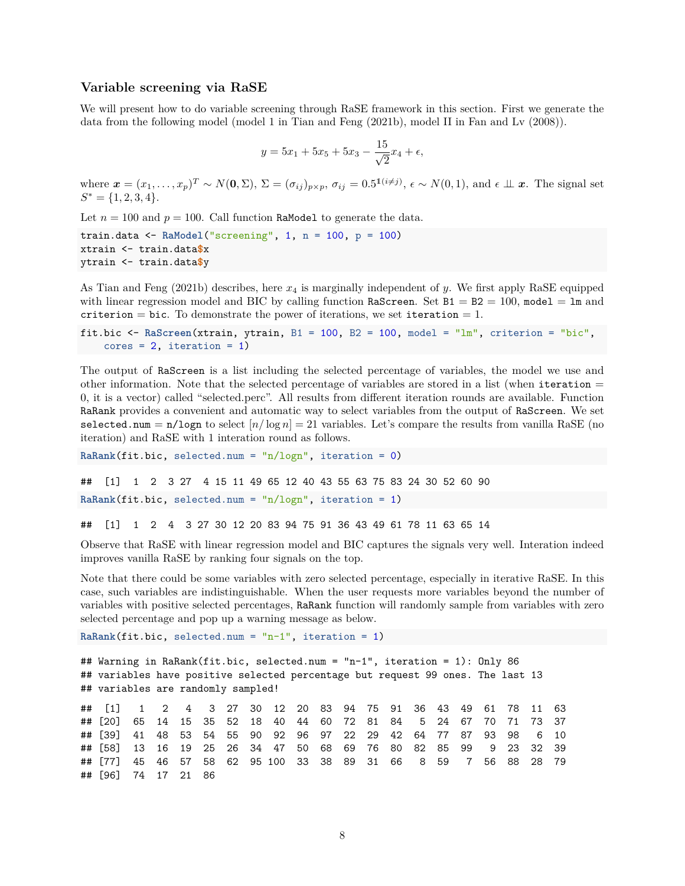### Variable screening via RaSE

We will present how to do variable screening through RaSE framework in this section. First we generate the data from the following model (model 1 in Tian and Feng (2021b), model II in Fan and Lv (2008)).

$$y = 5x_1 + 5x_5 + 5x_3 - \frac{15}{\sqrt{2}}x_4 + \epsilon,$$

where $\boldsymbol{x} = (x_1, \ldots, x_p)^T \sim N(\mathbf{0}, \Sigma)$, $\Sigma = (\sigma_{ij})_{p\times p}$, $\sigma_{ij} = 0.5^{\mathbb{1}(i\neq j)}$, $\epsilon \sim N(0,1)$, and $\epsilon \perp\!\!\!\perp \boldsymbol{x}$. The signal set $S^* = \{1, 2, 3, 4\}$.

Let $n = 100$ and $p = 100$. Call function `RaModel` to generate the data.

```
train.data <- RaModel("screening", 1, n = 100, p = 100)
xtrain <- train.data$x
ytrain <- train.data$y
```

As Tian and Feng (2021b) describes, here $x_4$ is marginally independent of $y$. We first apply RaSE equipped with linear regression model and BIC by calling function `RaScreen`. Set `B1` = `B2` = 100, `model` = `lm` and `criterion` = `bic`. To demonstrate the power of iterations, we set `iteration` = 1.

```
fit.bic <- RaScreen(xtrain, ytrain, B1 = 100, B2 = 100, model = "lm", criterion = "bic",
    cores = 2, iteration = 1)
```

The output of `RaScreen` is a list including the selected percentage of variables, the model we use and other information. Note that the selected percentage of variables are stored in a list (when `iteration` = 0, it is a vector) called "selected.perc". All results from different iteration rounds are available. Function `RaRank` provides a convenient and automatic way to select variables from the output of `RaScreen`. We set `selected.num` = `n/logn` to select $[n/\log n] = 21$ variables. Let's compare the results from vanilla RaSE (no iteration) and RaSE with 1 interation round as follows.

```
RaRank(fit.bic, selected.num = "n/logn", iteration = 0)
```

```
##  [1]  1  2  3 27  4 15 11 49 65 12 40 43 55 63 75 83 24 30 52 60 90
```

```
RaRank(fit.bic, selected.num = "n/logn", iteration = 1)
```

```
##  [1]  1  2  4  3 27 30 12 20 83 94 75 91 36 43 49 61 78 11 63 65 14
```

Observe that RaSE with linear regression model and BIC captures the signals very well. Interation indeed improves vanilla RaSE by ranking four signals on the top.

Note that there could be some variables with zero selected percentage, especially in iterative RaSE. In this case, such variables are indistinguishable. When the user requests more variables beyond the number of variables with positive selected percentages, `RaRank` function will randomly sample from variables with zero selected percentage and pop up a warning message as below.

```
RaRank(fit.bic, selected.num = "n-1", iteration = 1)
```

```
## Warning in RaRank(fit.bic, selected.num = "n-1", iteration = 1): Only 86
## variables have positive selected percentage but request 99 ones. The last 13
## variables are randomly sampled!
```

```
##  [1]   1   2   4   3  27  30  12  20  83  94  75  91  36  43  49  61  78  11  63
## [20]  65  14  15  35  52  18  40  44  60  72  81  84   5  24  67  70  71  73  37
## [39]  41  48  53  54  55  90  92  96  97  22  29  42  64  77  87  93  98   6  10
## [58]  13  16  19  25  26  34  47  50  68  69  76  80  82  85  99   9  23  32  39
## [77]  45  46  57  58  62  95 100  33  38  89  31  66   8  59   7  56  88  28  79
## [96]  74  17  21  86
```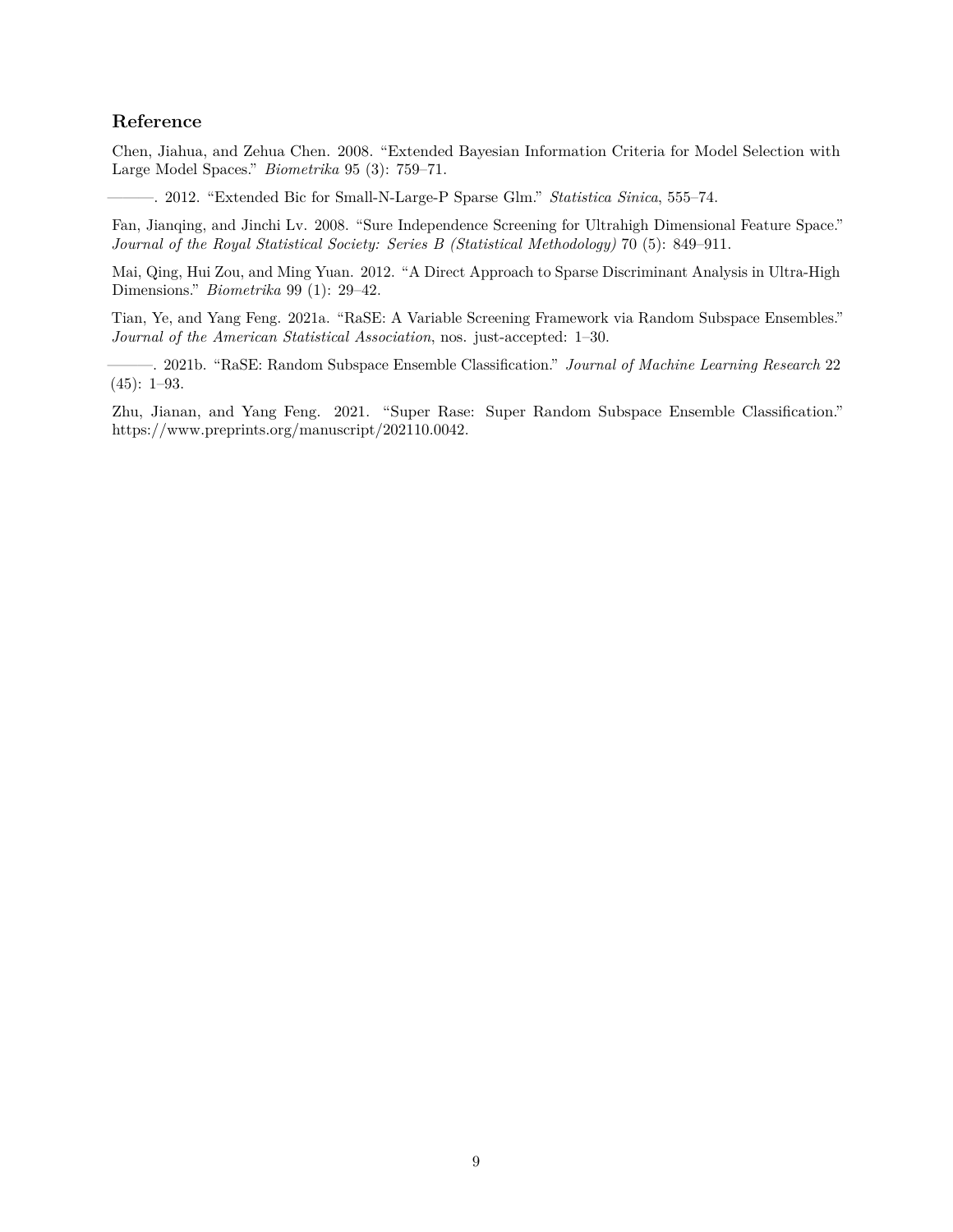## Reference

Chen, Jiahua, and Zehua Chen. 2008. "Extended Bayesian Information Criteria for Model Selection with Large Model Spaces." *Biometrika* 95 (3): 759–71.

———. 2012. "Extended Bic for Small-N-Large-P Sparse Glm." *Statistica Sinica*, 555–74.

Fan, Jianqing, and Jinchi Lv. 2008. "Sure Independence Screening for Ultrahigh Dimensional Feature Space." *Journal of the Royal Statistical Society: Series B (Statistical Methodology)* 70 (5): 849–911.

Mai, Qing, Hui Zou, and Ming Yuan. 2012. "A Direct Approach to Sparse Discriminant Analysis in Ultra-High Dimensions." *Biometrika* 99 (1): 29–42.

Tian, Ye, and Yang Feng. 2021a. "RaSE: A Variable Screening Framework via Random Subspace Ensembles." *Journal of the American Statistical Association*, nos. just-accepted: 1–30.

———. 2021b. "RaSE: Random Subspace Ensemble Classification." *Journal of Machine Learning Research* 22 (45): 1–93.

Zhu, Jianan, and Yang Feng. 2021. "Super Rase: Super Random Subspace Ensemble Classification." https://www.preprints.org/manuscript/202110.0042.